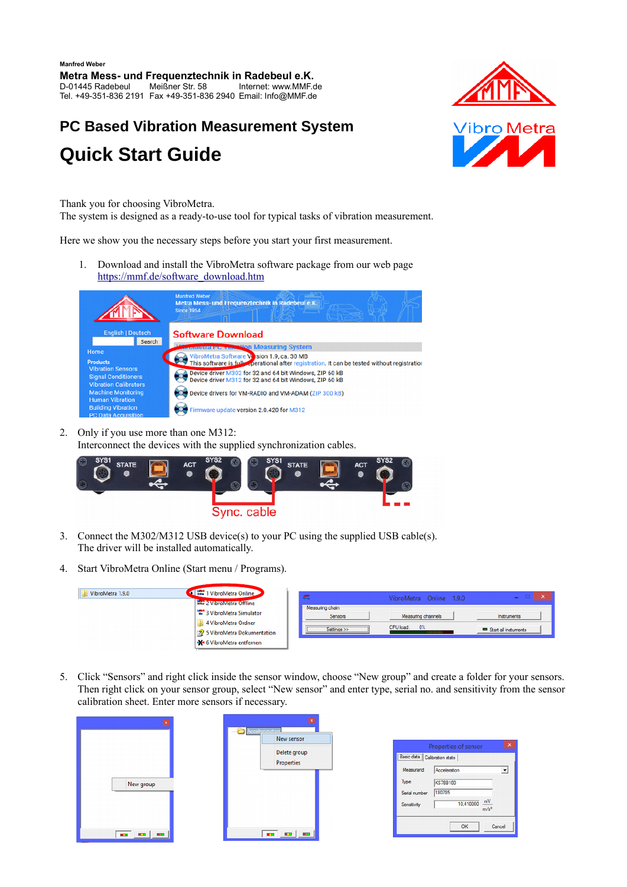Manfred Weber

**Metra Mess- und Frequenztechnik in Radebeul e.K.**
D-01445 Radebeul  Meißner Str. 58  Internet: www.MMF.de
Tel. +49-351-836 2191  Fax +49-351-836 2940  Email: Info@MMF.de

## PC Based Vibration Measurement System

# Quick Start Guide

Thank you for choosing VibroMetra.
The system is designed as a ready-to-use tool for typical tasks of vibration measurement.

Here we show you the necessary steps before you start your first measurement.

1. Download and install the VibroMetra software package from our web page https://mmf.de/software_download.htm

2. Only if you use more than one M312:
   Interconnect the devices with the supplied synchronization cables.

3. Connect the M302/M312 USB device(s) to your PC using the supplied USB cable(s).
   The driver will be installed automatically.

4. Start VibroMetra Online (Start menu / Programs).

5. Click "Sensors" and right click inside the sensor window, choose "New group" and create a folder for your sensors. Then right click on your sensor group, select "New sensor" and enter type, serial no. and sensitivity from the sensor calibration sheet. Enter more sensors if necessary.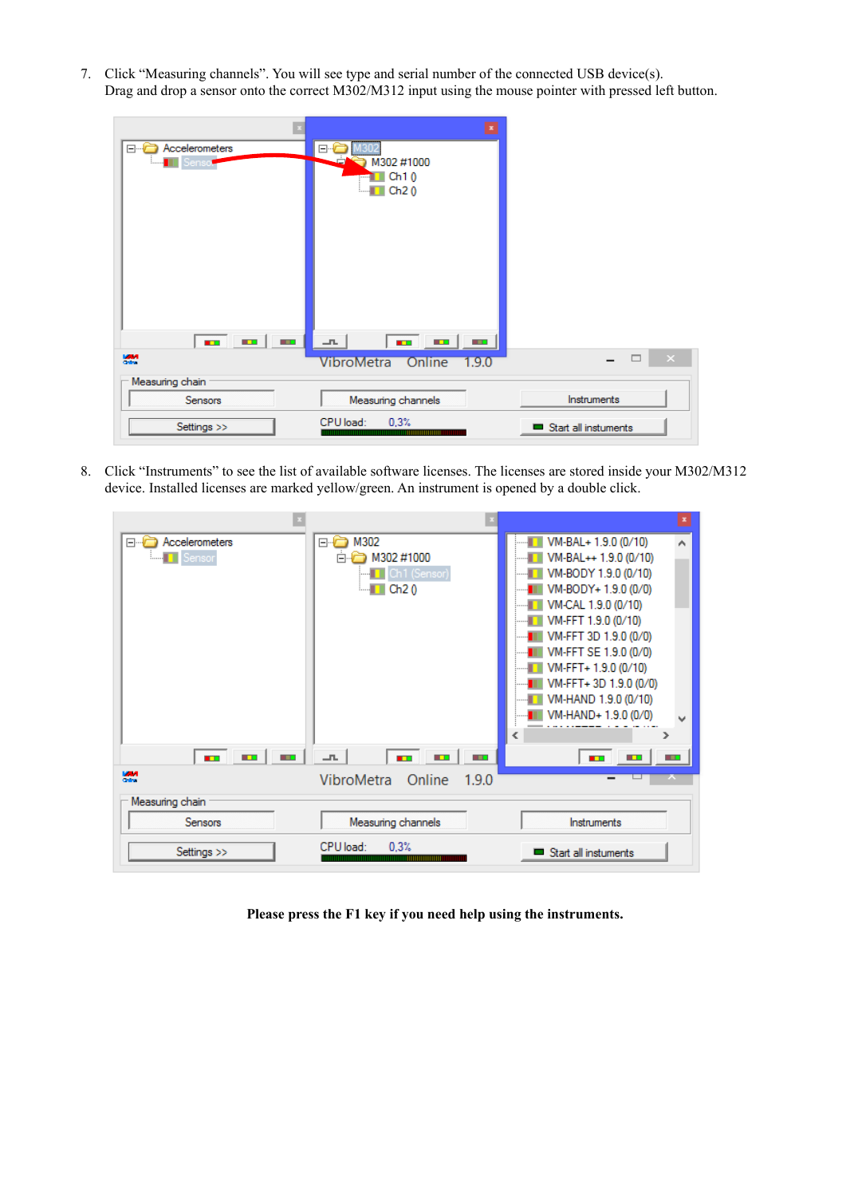7. Click “Measuring channels”. You will see type and serial number of the connected USB device(s). Drag and drop a sensor onto the correct M302/M312 input using the mouse pointer with pressed left button.

8. Click “Instruments” to see the list of available software licenses. The licenses are stored inside your M302/M312 device. Installed licenses are marked yellow/green. An instrument is opened by a double click.

**Please press the F1 key if you need help using the instruments.**